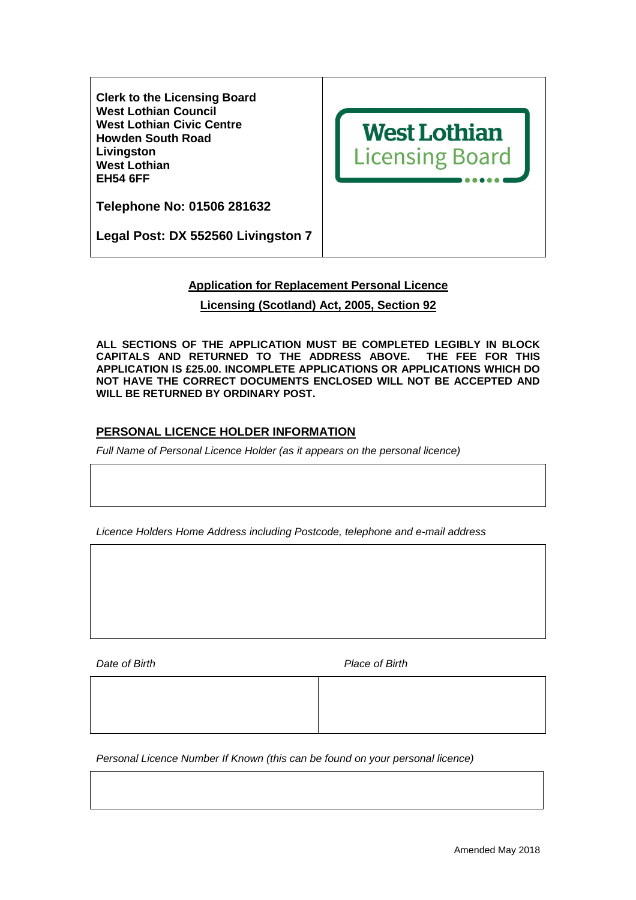**Clerk to the Licensing Board**
**West Lothian Council**
**West Lothian Civic Centre**
**Howden South Road**
**Livingston**
**West Lothian**
**EH54 6FF**

**Telephone No: 01506 281632**

**Legal Post: DX 552560 Livingston 7**

West Lothian Licensing Board

## Application for Replacement Personal Licence

## Licensing (Scotland) Act, 2005, Section 92

**ALL SECTIONS OF THE APPLICATION MUST BE COMPLETED LEGIBLY IN BLOCK CAPITALS AND RETURNED TO THE ADDRESS ABOVE. THE FEE FOR THIS APPLICATION IS £25.00. INCOMPLETE APPLICATIONS OR APPLICATIONS WHICH DO NOT HAVE THE CORRECT DOCUMENTS ENCLOSED WILL NOT BE ACCEPTED AND WILL BE RETURNED BY ORDINARY POST.**

### PERSONAL LICENCE HOLDER INFORMATION

*Full Name of Personal Licence Holder (as it appears on the personal licence)*

*Licence Holders Home Address including Postcode, telephone and e-mail address*

| *Date of Birth* | *Place of Birth* |
|---|---|
| | |

*Personal Licence Number If Known (this can be found on your personal licence)*

Amended May 2018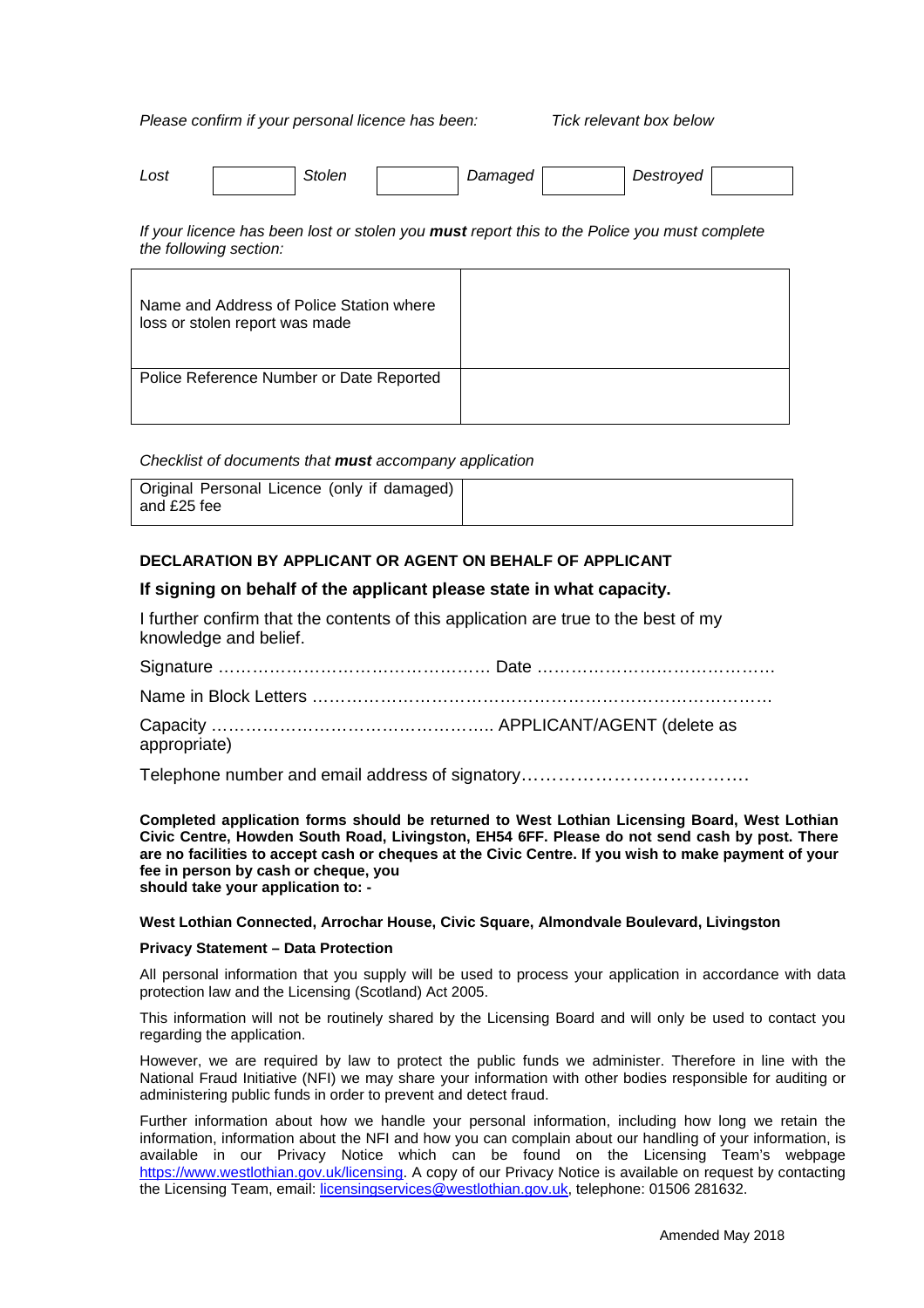*Please confirm if your personal licence has been:* *Tick relevant box below*

| | | | | | | | |
|---|---|---|---|---|---|---|---|
| *Lost* | | *Stolen* | | *Damaged* | | *Destroyed* | |

*If your licence has been lost or stolen you **must** report this to the Police you must complete the following section:*

| | |
|---|---|
| Name and Address of Police Station where loss or stolen report was made | |
| Police Reference Number or Date Reported | |

*Checklist of documents that **must** accompany application*

| | |
|---|---|
| Original Personal Licence (only if damaged) and £25 fee | |

**DECLARATION BY APPLICANT OR AGENT ON BEHALF OF APPLICANT**

**If signing on behalf of the applicant please state in what capacity.**

I further confirm that the contents of this application are true to the best of my knowledge and belief.

Signature …………………………………………. Date ……………………………………

Name in Block Letters ……………………………………………………………………

Capacity ………………………………………….. APPLICANT/AGENT (delete as appropriate)

Telephone number and email address of signatory……………………………….

**Completed application forms should be returned to West Lothian Licensing Board, West Lothian Civic Centre, Howden South Road, Livingston, EH54 6FF. Please do not send cash by post. There are no facilities to accept cash or cheques at the Civic Centre. If you wish to make payment of your fee in person by cash or cheque, you should take your application to: -**

**West Lothian Connected, Arrochar House, Civic Square, Almondvale Boulevard, Livingston**

**Privacy Statement – Data Protection**

All personal information that you supply will be used to process your application in accordance with data protection law and the Licensing (Scotland) Act 2005.

This information will not be routinely shared by the Licensing Board and will only be used to contact you regarding the application.

However, we are required by law to protect the public funds we administer. Therefore in line with the National Fraud Initiative (NFI) we may share your information with other bodies responsible for auditing or administering public funds in order to prevent and detect fraud.

Further information about how we handle your personal information, including how long we retain the information, information about the NFI and how you can complain about our handling of your information, is available in our Privacy Notice which can be found on the Licensing Team's webpage https://www.westlothian.gov.uk/licensing. A copy of our Privacy Notice is available on request by contacting the Licensing Team, email: licensingservices@westlothian.gov.uk, telephone: 01506 281632.

Amended May 2018